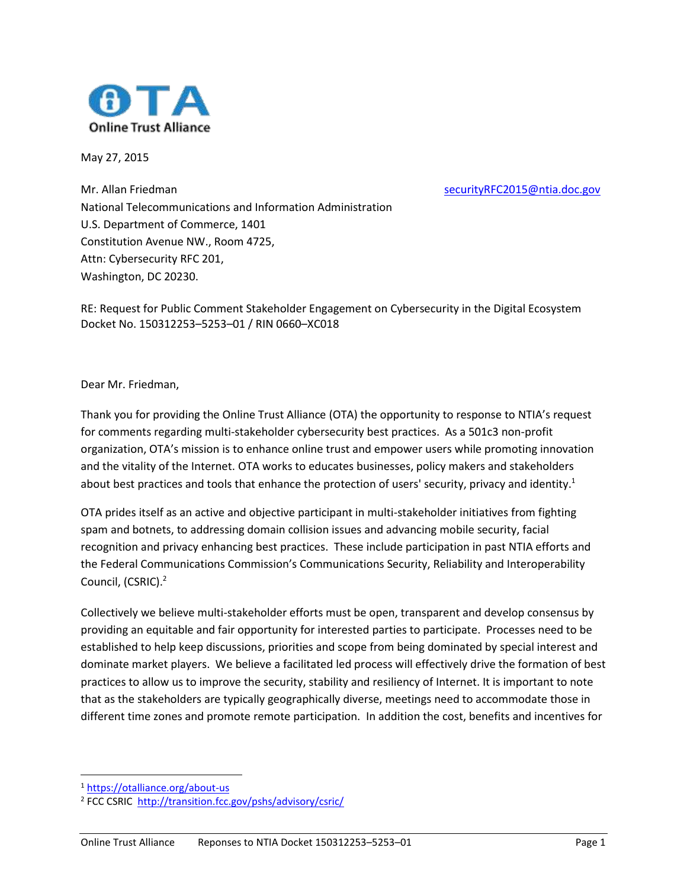Online Trust Alliance

May 27, 2015

Mr. Allan Friedman
National Telecommunications and Information Administration
U.S. Department of Commerce, 1401
Constitution Avenue NW., Room 4725,
Attn: Cybersecurity RFC 201,
Washington, DC 20230.

securityRFC2015@ntia.doc.gov

RE: Request for Public Comment Stakeholder Engagement on Cybersecurity in the Digital Ecosystem
Docket No. 150312253–5253–01 / RIN 0660–XC018

Dear Mr. Friedman,

Thank you for providing the Online Trust Alliance (OTA) the opportunity to response to NTIA's request for comments regarding multi-stakeholder cybersecurity best practices. As a 501c3 non-profit organization, OTA's mission is to enhance online trust and empower users while promoting innovation and the vitality of the Internet. OTA works to educates businesses, policy makers and stakeholders about best practices and tools that enhance the protection of users' security, privacy and identity.[1]

OTA prides itself as an active and objective participant in multi-stakeholder initiatives from fighting spam and botnets, to addressing domain collision issues and advancing mobile security, facial recognition and privacy enhancing best practices. These include participation in past NTIA efforts and the Federal Communications Commission's Communications Security, Reliability and Interoperability Council, (CSRIC).[2]

Collectively we believe multi-stakeholder efforts must be open, transparent and develop consensus by providing an equitable and fair opportunity for interested parties to participate. Processes need to be established to help keep discussions, priorities and scope from being dominated by special interest and dominate market players. We believe a facilitated led process will effectively drive the formation of best practices to allow us to improve the security, stability and resiliency of Internet. It is important to note that as the stakeholders are typically geographically diverse, meetings need to accommodate those in different time zones and promote remote participation. In addition the cost, benefits and incentives for

[1] https://otalliance.org/about-us

[2] FCC CSRIC http://transition.fcc.gov/pshs/advisory/csric/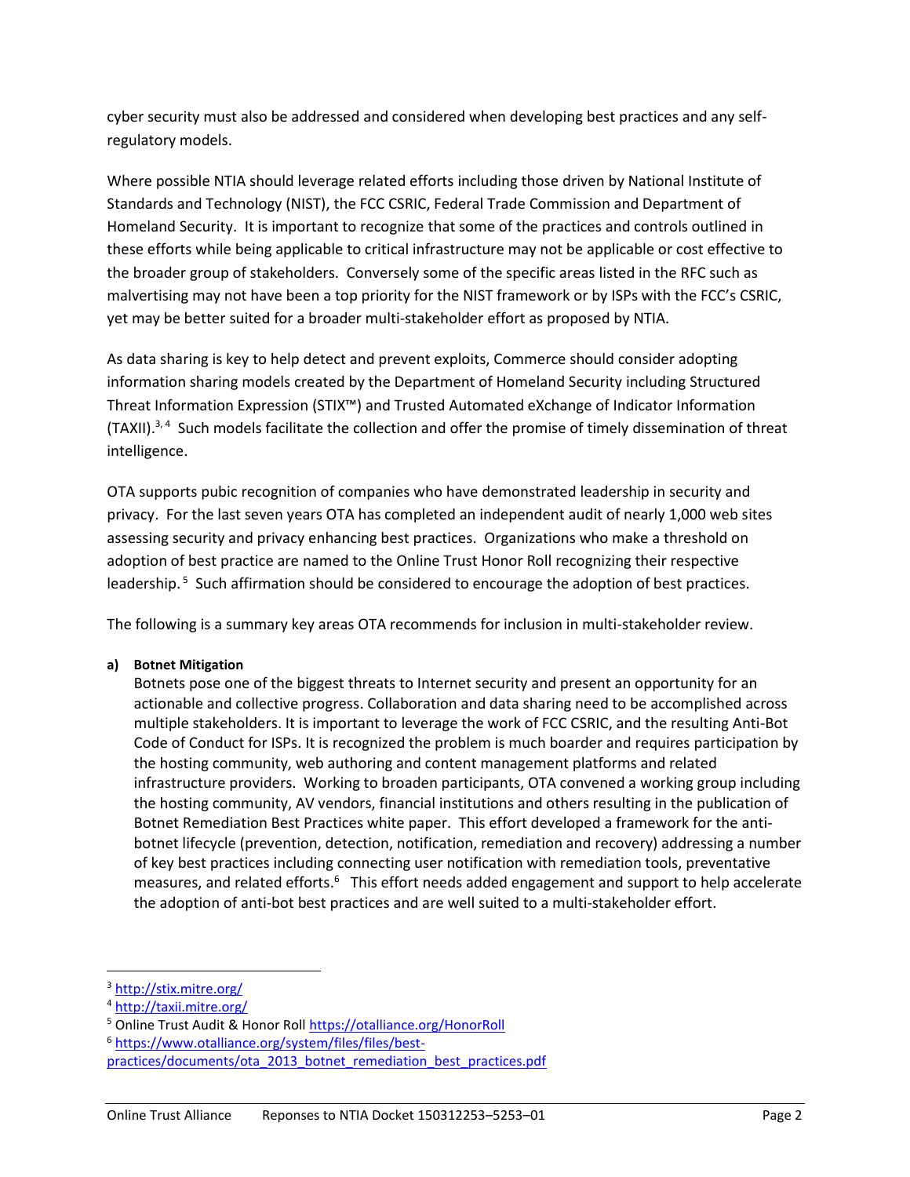cyber security must also be addressed and considered when developing best practices and any self-regulatory models.

Where possible NTIA should leverage related efforts including those driven by National Institute of Standards and Technology (NIST), the FCC CSRIC, Federal Trade Commission and Department of Homeland Security. It is important to recognize that some of the practices and controls outlined in these efforts while being applicable to critical infrastructure may not be applicable or cost effective to the broader group of stakeholders. Conversely some of the specific areas listed in the RFC such as malvertising may not have been a top priority for the NIST framework or by ISPs with the FCC's CSRIC, yet may be better suited for a broader multi-stakeholder effort as proposed by NTIA.

As data sharing is key to help detect and prevent exploits, Commerce should consider adopting information sharing models created by the Department of Homeland Security including Structured Threat Information Expression (STIX™) and Trusted Automated eXchange of Indicator Information (TAXII).[3, 4] Such models facilitate the collection and offer the promise of timely dissemination of threat intelligence.

OTA supports pubic recognition of companies who have demonstrated leadership in security and privacy. For the last seven years OTA has completed an independent audit of nearly 1,000 web sites assessing security and privacy enhancing best practices. Organizations who make a threshold on adoption of best practice are named to the Online Trust Honor Roll recognizing their respective leadership.[5] Such affirmation should be considered to encourage the adoption of best practices.

The following is a summary key areas OTA recommends for inclusion in multi-stakeholder review.

**a) Botnet Mitigation**

Botnets pose one of the biggest threats to Internet security and present an opportunity for an actionable and collective progress. Collaboration and data sharing need to be accomplished across multiple stakeholders. It is important to leverage the work of FCC CSRIC, and the resulting Anti-Bot Code of Conduct for ISPs. It is recognized the problem is much boarder and requires participation by the hosting community, web authoring and content management platforms and related infrastructure providers. Working to broaden participants, OTA convened a working group including the hosting community, AV vendors, financial institutions and others resulting in the publication of Botnet Remediation Best Practices white paper. This effort developed a framework for the anti-botnet lifecycle (prevention, detection, notification, remediation and recovery) addressing a number of key best practices including connecting user notification with remediation tools, preventative measures, and related efforts.[6] This effort needs added engagement and support to help accelerate the adoption of anti-bot best practices and are well suited to a multi-stakeholder effort.

---

[3] http://stix.mitre.org/

[4] http://taxii.mitre.org/

[5] Online Trust Audit & Honor Roll https://otalliance.org/HonorRoll

[6] https://www.otalliance.org/system/files/files/best-practices/documents/ota_2013_botnet_remediation_best_practices.pdf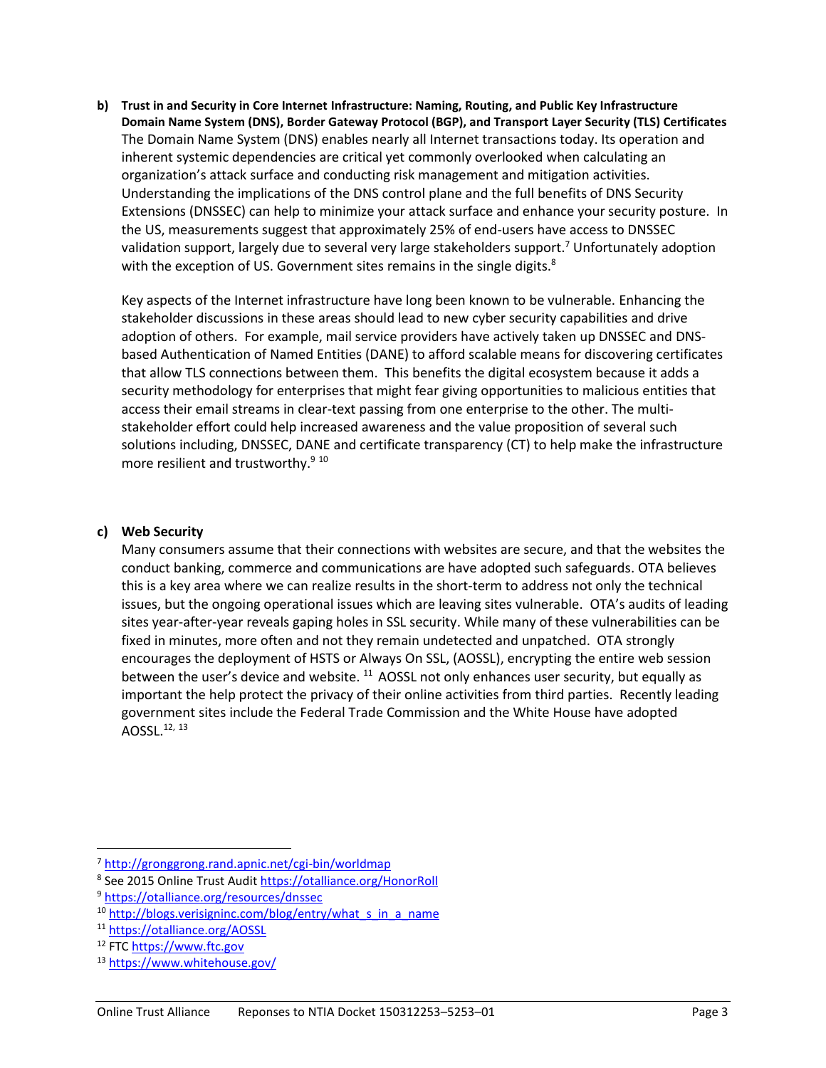**b) Trust in and Security in Core Internet Infrastructure: Naming, Routing, and Public Key Infrastructure Domain Name System (DNS), Border Gateway Protocol (BGP), and Transport Layer Security (TLS) Certificates**

The Domain Name System (DNS) enables nearly all Internet transactions today. Its operation and inherent systemic dependencies are critical yet commonly overlooked when calculating an organization's attack surface and conducting risk management and mitigation activities. Understanding the implications of the DNS control plane and the full benefits of DNS Security Extensions (DNSSEC) can help to minimize your attack surface and enhance your security posture. In the US, measurements suggest that approximately 25% of end-users have access to DNSSEC validation support, largely due to several very large stakeholders support.[7] Unfortunately adoption with the exception of US. Government sites remains in the single digits.[8]

Key aspects of the Internet infrastructure have long been known to be vulnerable. Enhancing the stakeholder discussions in these areas should lead to new cyber security capabilities and drive adoption of others. For example, mail service providers have actively taken up DNSSEC and DNS-based Authentication of Named Entities (DANE) to afford scalable means for discovering certificates that allow TLS connections between them. This benefits the digital ecosystem because it adds a security methodology for enterprises that might fear giving opportunities to malicious entities that access their email streams in clear-text passing from one enterprise to the other. The multi-stakeholder effort could help increased awareness and the value proposition of several such solutions including, DNSSEC, DANE and certificate transparency (CT) to help make the infrastructure more resilient and trustworthy.[9] [10]

**c) Web Security**

Many consumers assume that their connections with websites are secure, and that the websites the conduct banking, commerce and communications are have adopted such safeguards. OTA believes this is a key area where we can realize results in the short-term to address not only the technical issues, but the ongoing operational issues which are leaving sites vulnerable. OTA's audits of leading sites year-after-year reveals gaping holes in SSL security. While many of these vulnerabilities can be fixed in minutes, more often and not they remain undetected and unpatched. OTA strongly encourages the deployment of HSTS or Always On SSL, (AOSSL), encrypting the entire web session between the user's device and website. [11] AOSSL not only enhances user security, but equally as important the help protect the privacy of their online activities from third parties. Recently leading government sites include the Federal Trade Commission and the White House have adopted AOSSL.[12, 13]

---

[7] http://gronggrong.rand.apnic.net/cgi-bin/worldmap

[8] See 2015 Online Trust Audit https://otalliance.org/HonorRoll

[9] https://otalliance.org/resources/dnssec

[10] http://blogs.verisigninc.com/blog/entry/what_s_in_a_name

[11] https://otalliance.org/AOSSL

[12] FTC https://www.ftc.gov

[13] https://www.whitehouse.gov/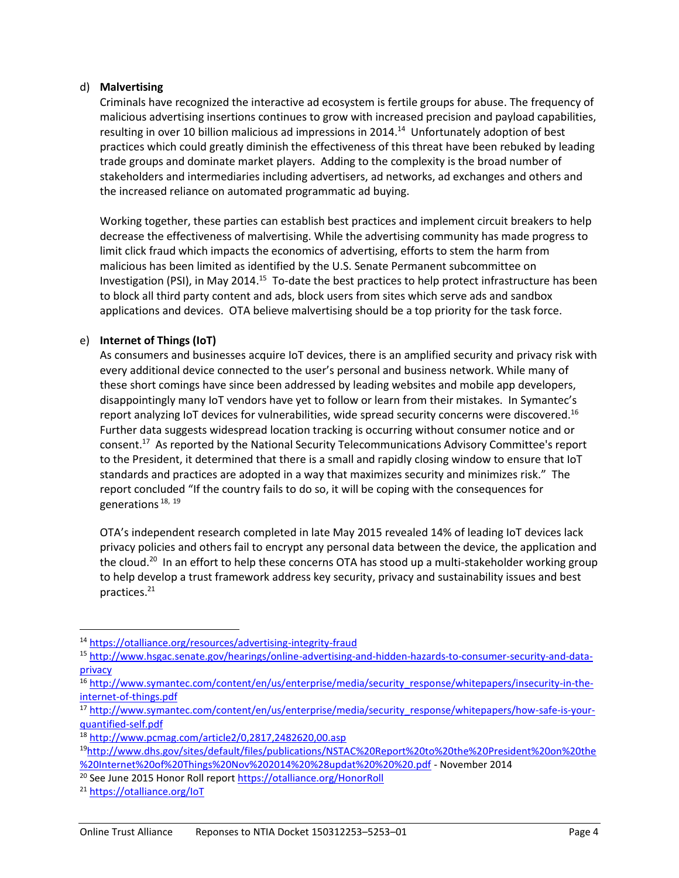d) **Malvertising**

Criminals have recognized the interactive ad ecosystem is fertile groups for abuse. The frequency of malicious advertising insertions continues to grow with increased precision and payload capabilities, resulting in over 10 billion malicious ad impressions in 2014.[14] Unfortunately adoption of best practices which could greatly diminish the effectiveness of this threat have been rebuked by leading trade groups and dominate market players. Adding to the complexity is the broad number of stakeholders and intermediaries including advertisers, ad networks, ad exchanges and others and the increased reliance on automated programmatic ad buying.

Working together, these parties can establish best practices and implement circuit breakers to help decrease the effectiveness of malvertising. While the advertising community has made progress to limit click fraud which impacts the economics of advertising, efforts to stem the harm from malicious has been limited as identified by the U.S. Senate Permanent subcommittee on Investigation (PSI), in May 2014.[15] To-date the best practices to help protect infrastructure has been to block all third party content and ads, block users from sites which serve ads and sandbox applications and devices. OTA believe malvertising should be a top priority for the task force.

e) **Internet of Things (IoT)**

As consumers and businesses acquire IoT devices, there is an amplified security and privacy risk with every additional device connected to the user's personal and business network. While many of these short comings have since been addressed by leading websites and mobile app developers, disappointingly many IoT vendors have yet to follow or learn from their mistakes. In Symantec's report analyzing IoT devices for vulnerabilities, wide spread security concerns were discovered.[16] Further data suggests widespread location tracking is occurring without consumer notice and or consent.[17] As reported by the National Security Telecommunications Advisory Committee's report to the President, it determined that there is a small and rapidly closing window to ensure that IoT standards and practices are adopted in a way that maximizes security and minimizes risk." The report concluded "If the country fails to do so, it will be coping with the consequences for generations[18, 19]

OTA's independent research completed in late May 2015 revealed 14% of leading IoT devices lack privacy policies and others fail to encrypt any personal data between the device, the application and the cloud.[20] In an effort to help these concerns OTA has stood up a multi-stakeholder working group to help develop a trust framework address key security, privacy and sustainability issues and best practices.[21]

---

[14] https://otalliance.org/resources/advertising-integrity-fraud

[15] http://www.hsgac.senate.gov/hearings/online-advertising-and-hidden-hazards-to-consumer-security-and-data-privacy

[16] http://www.symantec.com/content/en/us/enterprise/media/security_response/whitepapers/insecurity-in-the-internet-of-things.pdf

[17] http://www.symantec.com/content/en/us/enterprise/media/security_response/whitepapers/how-safe-is-your-quantified-self.pdf

[18] http://www.pcmag.com/article2/0,2817,2482620,00.asp

[19] http://www.dhs.gov/sites/default/files/publications/NSTAC%20Report%20to%20the%20President%20on%20the%20Internet%20of%20Things%20Nov%202014%20%28updat%20%20%20.pdf - November 2014

[20] See June 2015 Honor Roll report https://otalliance.org/HonorRoll

[21] https://otalliance.org/IoT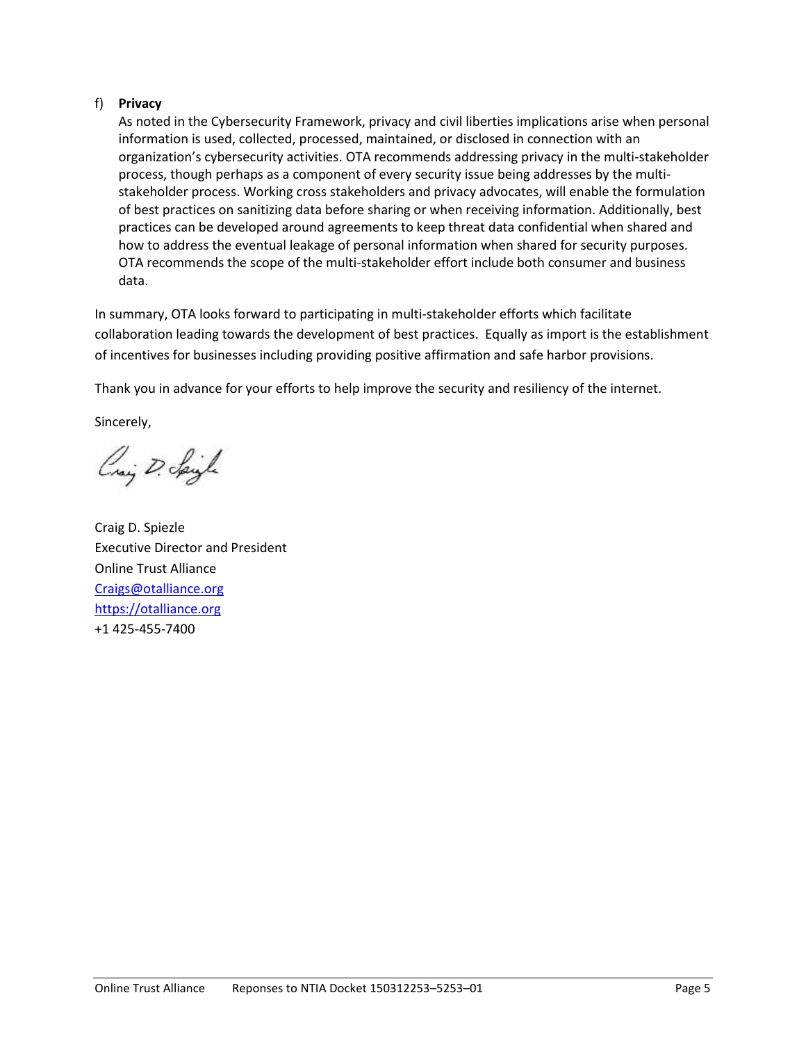f) **Privacy**

As noted in the Cybersecurity Framework, privacy and civil liberties implications arise when personal information is used, collected, processed, maintained, or disclosed in connection with an organization's cybersecurity activities. OTA recommends addressing privacy in the multi-stakeholder process, though perhaps as a component of every security issue being addresses by the multi-stakeholder process. Working cross stakeholders and privacy advocates, will enable the formulation of best practices on sanitizing data before sharing or when receiving information. Additionally, best practices can be developed around agreements to keep threat data confidential when shared and how to address the eventual leakage of personal information when shared for security purposes. OTA recommends the scope of the multi-stakeholder effort include both consumer and business data.

In summary, OTA looks forward to participating in multi-stakeholder efforts which facilitate collaboration leading towards the development of best practices. Equally as import is the establishment of incentives for businesses including providing positive affirmation and safe harbor provisions.

Thank you in advance for your efforts to help improve the security and resiliency of the internet.

Sincerely,

Craig D. Spiezle
Executive Director and President
Online Trust Alliance
Craigs@otalliance.org
https://otalliance.org
+1 425-455-7400